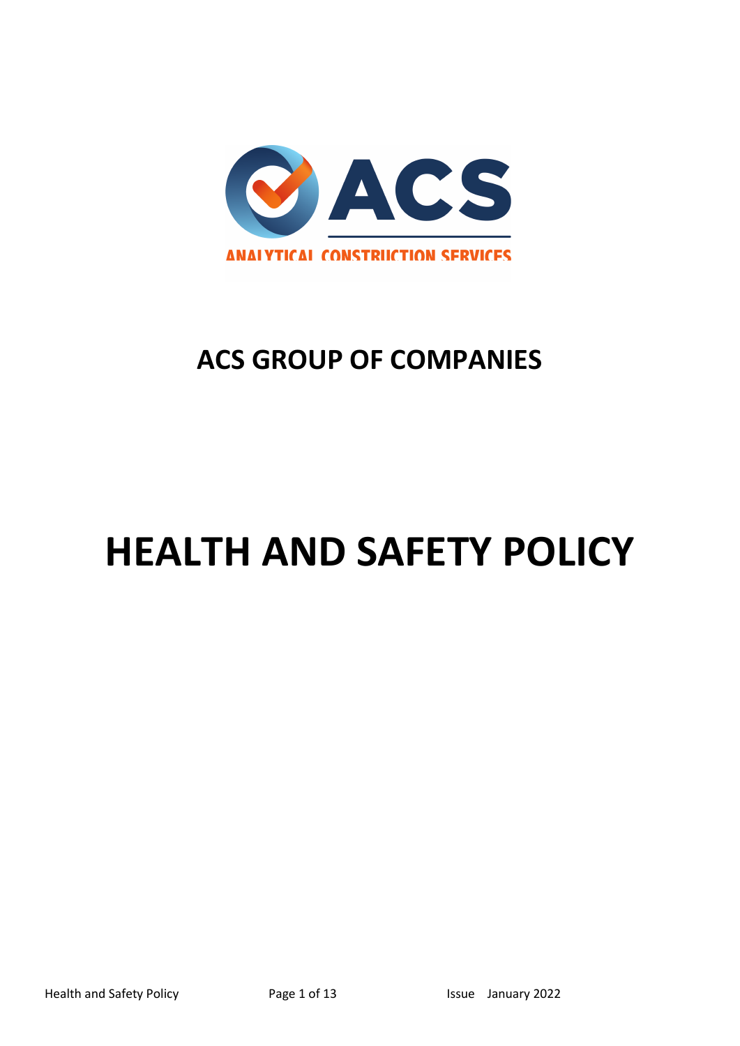# ACS GROUP OF COMPANIES

# HEALTH AND SAFETY POLICY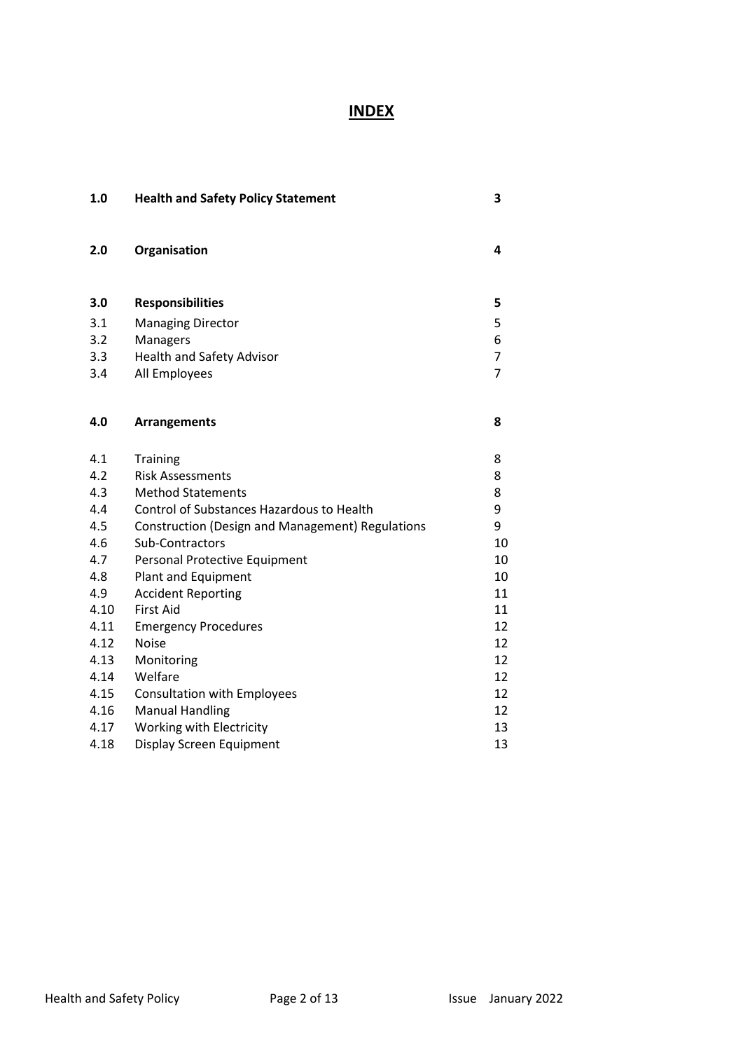# INDEX

| | | |
|---|---|---|
| **1.0** | **Health and Safety Policy Statement** | **3** |
| **2.0** | **Organisation** | **4** |
| **3.0** | **Responsibilities** | **5** |
| 3.1 | Managing Director | 5 |
| 3.2 | Managers | 6 |
| 3.3 | Health and Safety Advisor | 7 |
| 3.4 | All Employees | 7 |
| **4.0** | **Arrangements** | **8** |
| 4.1 | Training | 8 |
| 4.2 | Risk Assessments | 8 |
| 4.3 | Method Statements | 8 |
| 4.4 | Control of Substances Hazardous to Health | 9 |
| 4.5 | Construction (Design and Management) Regulations | 9 |
| 4.6 | Sub-Contractors | 10 |
| 4.7 | Personal Protective Equipment | 10 |
| 4.8 | Plant and Equipment | 10 |
| 4.9 | Accident Reporting | 11 |
| 4.10 | First Aid | 11 |
| 4.11 | Emergency Procedures | 12 |
| 4.12 | Noise | 12 |
| 4.13 | Monitoring | 12 |
| 4.14 | Welfare | 12 |
| 4.15 | Consultation with Employees | 12 |
| 4.16 | Manual Handling | 12 |
| 4.17 | Working with Electricity | 13 |
| 4.18 | Display Screen Equipment | 13 |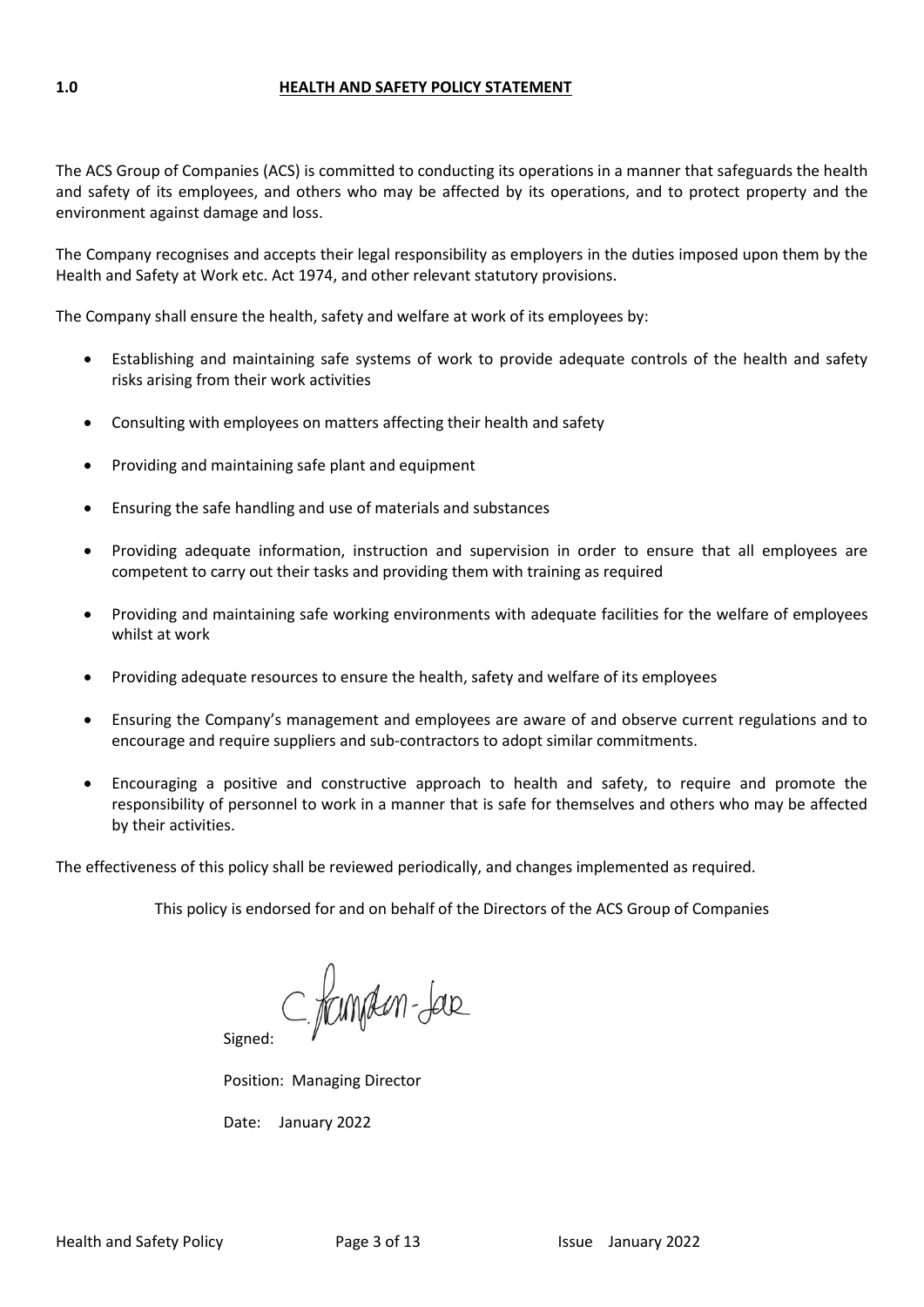## 1.0 HEALTH AND SAFETY POLICY STATEMENT

The ACS Group of Companies (ACS) is committed to conducting its operations in a manner that safeguards the health and safety of its employees, and others who may be affected by its operations, and to protect property and the environment against damage and loss.

The Company recognises and accepts their legal responsibility as employers in the duties imposed upon them by the Health and Safety at Work etc. Act 1974, and other relevant statutory provisions.

The Company shall ensure the health, safety and welfare at work of its employees by:

- Establishing and maintaining safe systems of work to provide adequate controls of the health and safety risks arising from their work activities
- Consulting with employees on matters affecting their health and safety
- Providing and maintaining safe plant and equipment
- Ensuring the safe handling and use of materials and substances
- Providing adequate information, instruction and supervision in order to ensure that all employees are competent to carry out their tasks and providing them with training as required
- Providing and maintaining safe working environments with adequate facilities for the welfare of employees whilst at work
- Providing adequate resources to ensure the health, safety and welfare of its employees
- Ensuring the Company's management and employees are aware of and observe current regulations and to encourage and require suppliers and sub-contractors to adopt similar commitments.
- Encouraging a positive and constructive approach to health and safety, to require and promote the responsibility of personnel to work in a manner that is safe for themselves and others who may be affected by their activities.

The effectiveness of this policy shall be reviewed periodically, and changes implemented as required.

This policy is endorsed for and on behalf of the Directors of the ACS Group of Companies

Signed: C. Frampton-Lee

Position: Managing Director

Date: January 2022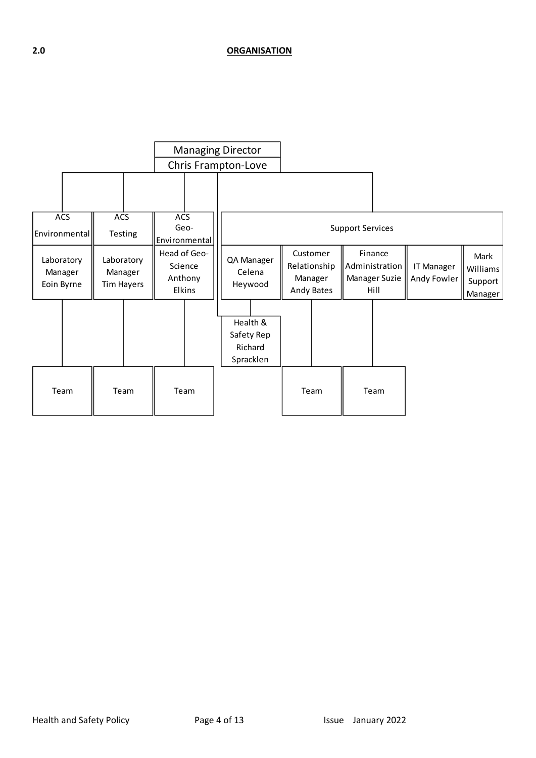## 2.0 ORGANISATION

**Managing Director**
Chris Frampton-Love

- **ACS Environmental**
  - Laboratory Manager Eoin Byrne
    - Team
- **ACS Testing**
  - Laboratory Manager Tim Hayers
    - Team
- **ACS Geo-Environmental**
  - Head of Geo-Science Anthony Elkins
    - Team
- **Health & Safety Rep** Richard Spracklen
- **Support Services**
  - QA Manager Celena Heywood
  - Customer Relationship Manager Andy Bates
    - Team
  - Finance Administration Manager Suzie Hill
    - Team
  - IT Manager Andy Fowler
  - Mark Williams Support Manager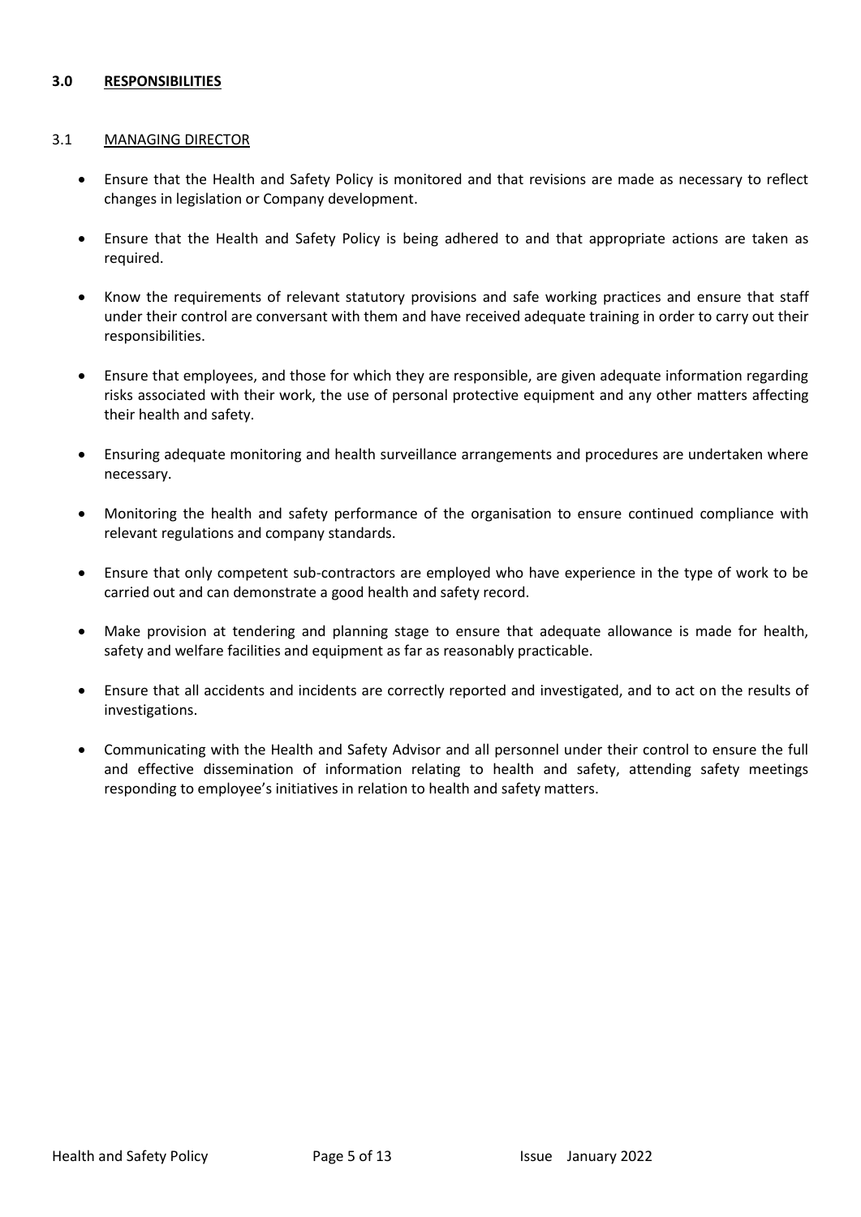## 3.0 RESPONSIBILITIES

### 3.1 MANAGING DIRECTOR

- Ensure that the Health and Safety Policy is monitored and that revisions are made as necessary to reflect changes in legislation or Company development.
- Ensure that the Health and Safety Policy is being adhered to and that appropriate actions are taken as required.
- Know the requirements of relevant statutory provisions and safe working practices and ensure that staff under their control are conversant with them and have received adequate training in order to carry out their responsibilities.
- Ensure that employees, and those for which they are responsible, are given adequate information regarding risks associated with their work, the use of personal protective equipment and any other matters affecting their health and safety.
- Ensuring adequate monitoring and health surveillance arrangements and procedures are undertaken where necessary.
- Monitoring the health and safety performance of the organisation to ensure continued compliance with relevant regulations and company standards.
- Ensure that only competent sub-contractors are employed who have experience in the type of work to be carried out and can demonstrate a good health and safety record.
- Make provision at tendering and planning stage to ensure that adequate allowance is made for health, safety and welfare facilities and equipment as far as reasonably practicable.
- Ensure that all accidents and incidents are correctly reported and investigated, and to act on the results of investigations.
- Communicating with the Health and Safety Advisor and all personnel under their control to ensure the full and effective dissemination of information relating to health and safety, attending safety meetings responding to employee's initiatives in relation to health and safety matters.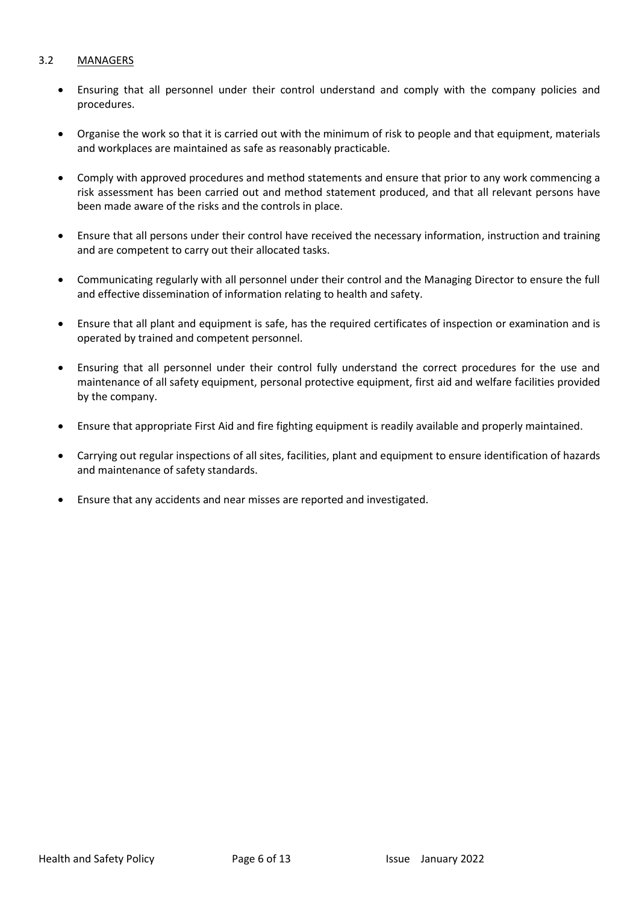### 3.2 MANAGERS

- Ensuring that all personnel under their control understand and comply with the company policies and procedures.
- Organise the work so that it is carried out with the minimum of risk to people and that equipment, materials and workplaces are maintained as safe as reasonably practicable.
- Comply with approved procedures and method statements and ensure that prior to any work commencing a risk assessment has been carried out and method statement produced, and that all relevant persons have been made aware of the risks and the controls in place.
- Ensure that all persons under their control have received the necessary information, instruction and training and are competent to carry out their allocated tasks.
- Communicating regularly with all personnel under their control and the Managing Director to ensure the full and effective dissemination of information relating to health and safety.
- Ensure that all plant and equipment is safe, has the required certificates of inspection or examination and is operated by trained and competent personnel.
- Ensuring that all personnel under their control fully understand the correct procedures for the use and maintenance of all safety equipment, personal protective equipment, first aid and welfare facilities provided by the company.
- Ensure that appropriate First Aid and fire fighting equipment is readily available and properly maintained.
- Carrying out regular inspections of all sites, facilities, plant and equipment to ensure identification of hazards and maintenance of safety standards.
- Ensure that any accidents and near misses are reported and investigated.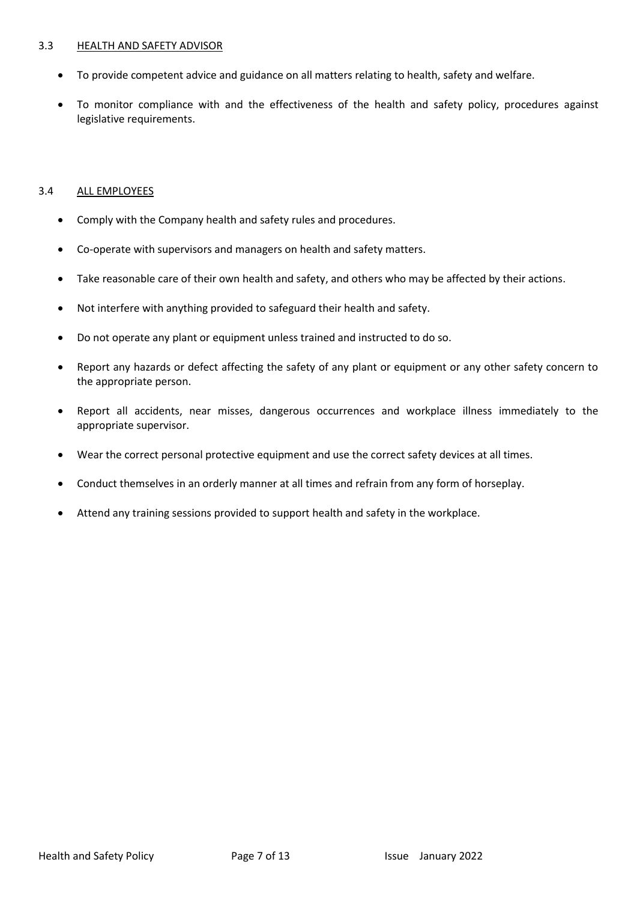### 3.3 HEALTH AND SAFETY ADVISOR

- To provide competent advice and guidance on all matters relating to health, safety and welfare.
- To monitor compliance with and the effectiveness of the health and safety policy, procedures against legislative requirements.

### 3.4 ALL EMPLOYEES

- Comply with the Company health and safety rules and procedures.
- Co-operate with supervisors and managers on health and safety matters.
- Take reasonable care of their own health and safety, and others who may be affected by their actions.
- Not interfere with anything provided to safeguard their health and safety.
- Do not operate any plant or equipment unless trained and instructed to do so.
- Report any hazards or defect affecting the safety of any plant or equipment or any other safety concern to the appropriate person.
- Report all accidents, near misses, dangerous occurrences and workplace illness immediately to the appropriate supervisor.
- Wear the correct personal protective equipment and use the correct safety devices at all times.
- Conduct themselves in an orderly manner at all times and refrain from any form of horseplay.
- Attend any training sessions provided to support health and safety in the workplace.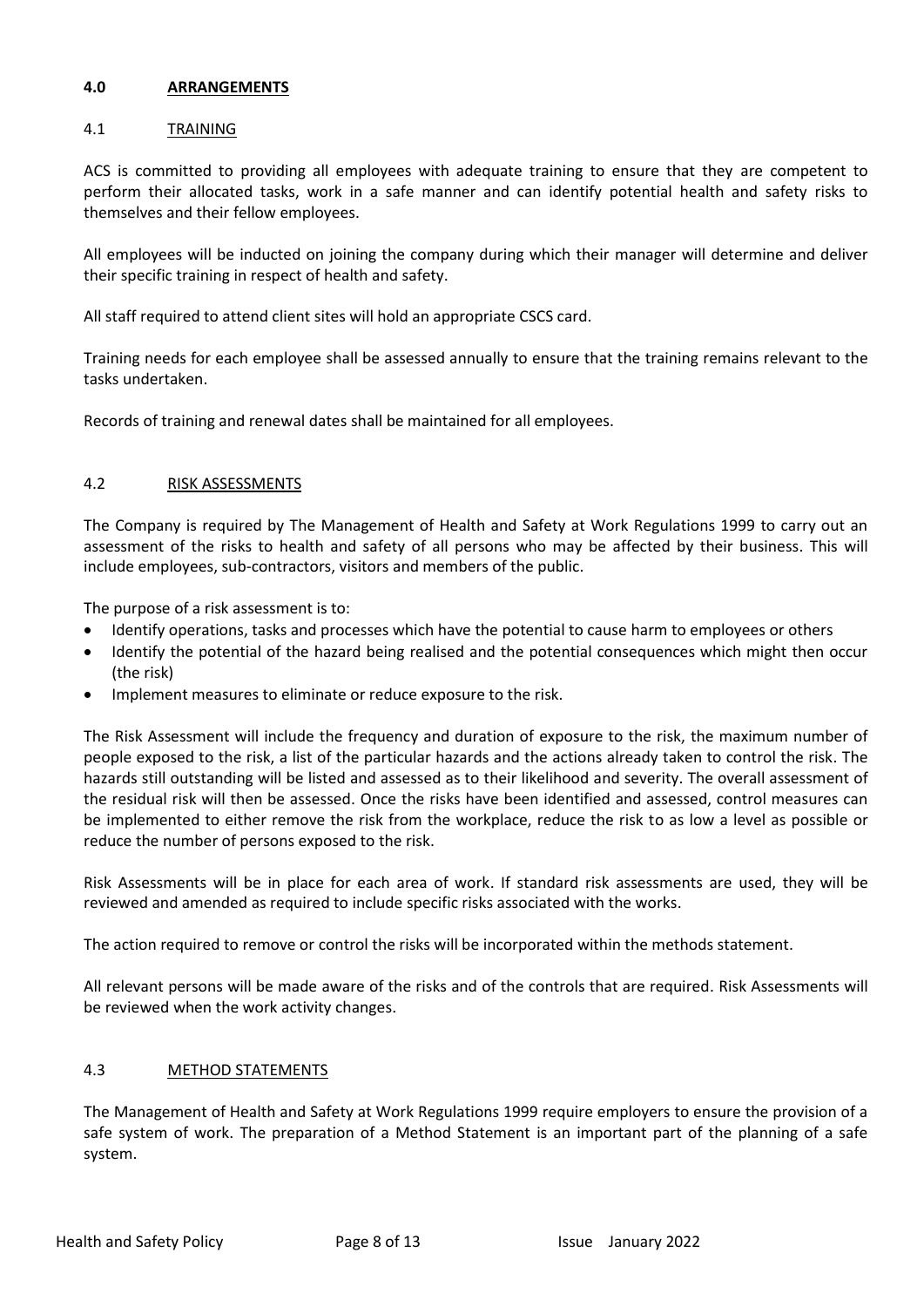## 4.0 ARRANGEMENTS

### 4.1 TRAINING

ACS is committed to providing all employees with adequate training to ensure that they are competent to perform their allocated tasks, work in a safe manner and can identify potential health and safety risks to themselves and their fellow employees.

All employees will be inducted on joining the company during which their manager will determine and deliver their specific training in respect of health and safety.

All staff required to attend client sites will hold an appropriate CSCS card.

Training needs for each employee shall be assessed annually to ensure that the training remains relevant to the tasks undertaken.

Records of training and renewal dates shall be maintained for all employees.

### 4.2 RISK ASSESSMENTS

The Company is required by The Management of Health and Safety at Work Regulations 1999 to carry out an assessment of the risks to health and safety of all persons who may be affected by their business. This will include employees, sub-contractors, visitors and members of the public.

The purpose of a risk assessment is to:

- Identify operations, tasks and processes which have the potential to cause harm to employees or others
- Identify the potential of the hazard being realised and the potential consequences which might then occur (the risk)
- Implement measures to eliminate or reduce exposure to the risk.

The Risk Assessment will include the frequency and duration of exposure to the risk, the maximum number of people exposed to the risk, a list of the particular hazards and the actions already taken to control the risk. The hazards still outstanding will be listed and assessed as to their likelihood and severity. The overall assessment of the residual risk will then be assessed. Once the risks have been identified and assessed, control measures can be implemented to either remove the risk from the workplace, reduce the risk to as low a level as possible or reduce the number of persons exposed to the risk.

Risk Assessments will be in place for each area of work. If standard risk assessments are used, they will be reviewed and amended as required to include specific risks associated with the works.

The action required to remove or control the risks will be incorporated within the methods statement.

All relevant persons will be made aware of the risks and of the controls that are required. Risk Assessments will be reviewed when the work activity changes.

### 4.3 METHOD STATEMENTS

The Management of Health and Safety at Work Regulations 1999 require employers to ensure the provision of a safe system of work. The preparation of a Method Statement is an important part of the planning of a safe system.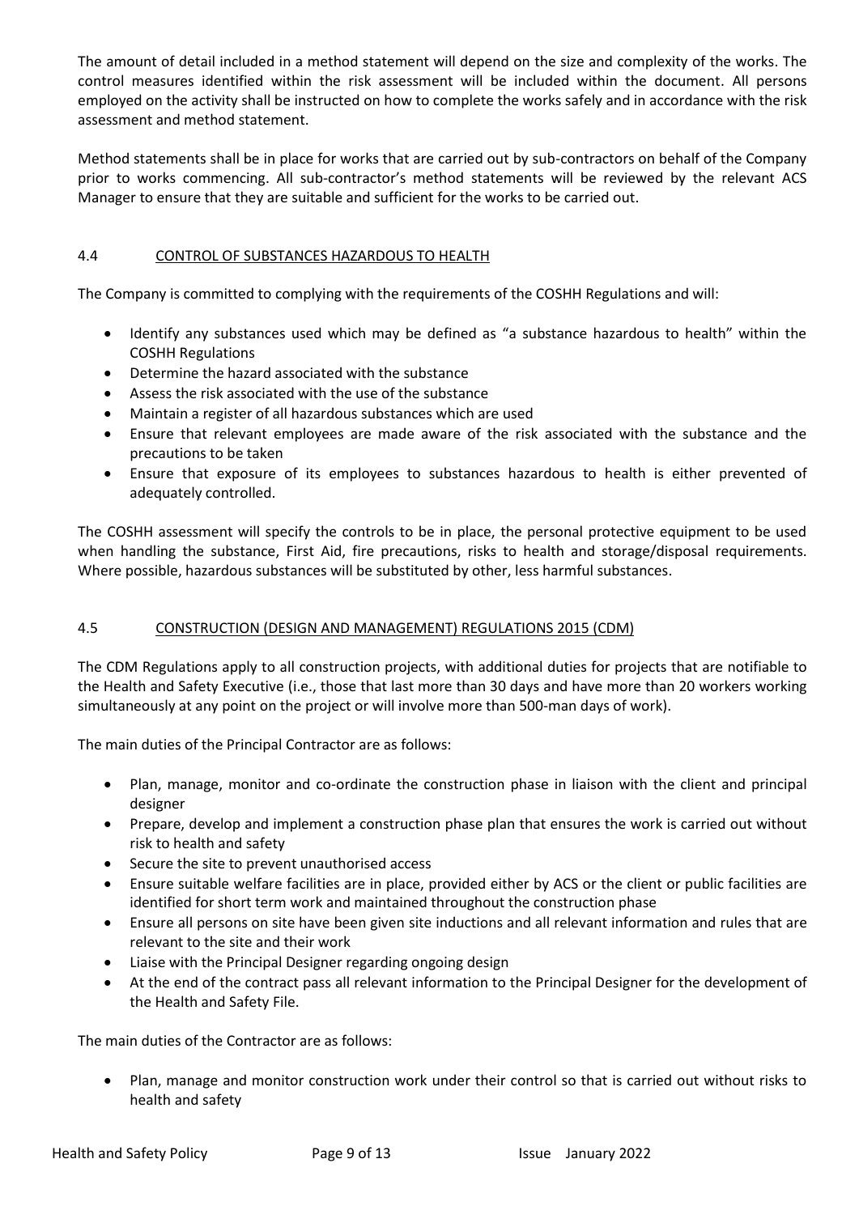The amount of detail included in a method statement will depend on the size and complexity of the works. The control measures identified within the risk assessment will be included within the document. All persons employed on the activity shall be instructed on how to complete the works safely and in accordance with the risk assessment and method statement.

Method statements shall be in place for works that are carried out by sub-contractors on behalf of the Company prior to works commencing. All sub-contractor's method statements will be reviewed by the relevant ACS Manager to ensure that they are suitable and sufficient for the works to be carried out.

## 4.4 CONTROL OF SUBSTANCES HAZARDOUS TO HEALTH

The Company is committed to complying with the requirements of the COSHH Regulations and will:

- Identify any substances used which may be defined as "a substance hazardous to health" within the COSHH Regulations
- Determine the hazard associated with the substance
- Assess the risk associated with the use of the substance
- Maintain a register of all hazardous substances which are used
- Ensure that relevant employees are made aware of the risk associated with the substance and the precautions to be taken
- Ensure that exposure of its employees to substances hazardous to health is either prevented of adequately controlled.

The COSHH assessment will specify the controls to be in place, the personal protective equipment to be used when handling the substance, First Aid, fire precautions, risks to health and storage/disposal requirements. Where possible, hazardous substances will be substituted by other, less harmful substances.

## 4.5 CONSTRUCTION (DESIGN AND MANAGEMENT) REGULATIONS 2015 (CDM)

The CDM Regulations apply to all construction projects, with additional duties for projects that are notifiable to the Health and Safety Executive (i.e., those that last more than 30 days and have more than 20 workers working simultaneously at any point on the project or will involve more than 500-man days of work).

The main duties of the Principal Contractor are as follows:

- Plan, manage, monitor and co-ordinate the construction phase in liaison with the client and principal designer
- Prepare, develop and implement a construction phase plan that ensures the work is carried out without risk to health and safety
- Secure the site to prevent unauthorised access
- Ensure suitable welfare facilities are in place, provided either by ACS or the client or public facilities are identified for short term work and maintained throughout the construction phase
- Ensure all persons on site have been given site inductions and all relevant information and rules that are relevant to the site and their work
- Liaise with the Principal Designer regarding ongoing design
- At the end of the contract pass all relevant information to the Principal Designer for the development of the Health and Safety File.

The main duties of the Contractor are as follows:

- Plan, manage and monitor construction work under their control so that is carried out without risks to health and safety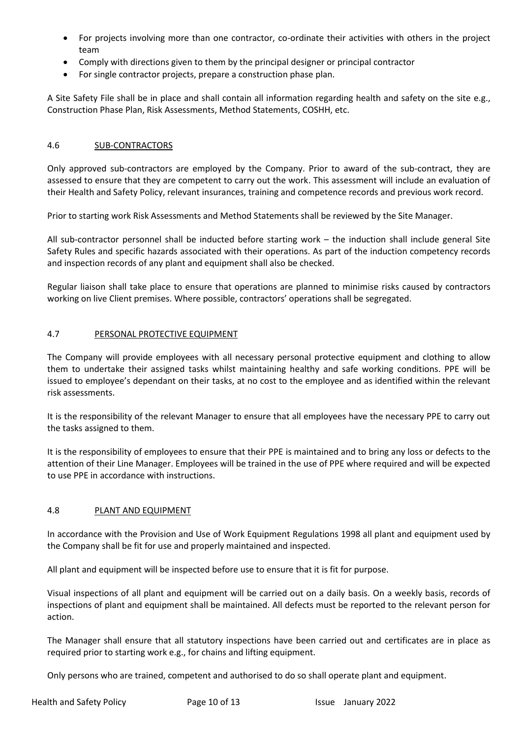- For projects involving more than one contractor, co-ordinate their activities with others in the project team
- Comply with directions given to them by the principal designer or principal contractor
- For single contractor projects, prepare a construction phase plan.

A Site Safety File shall be in place and shall contain all information regarding health and safety on the site e.g., Construction Phase Plan, Risk Assessments, Method Statements, COSHH, etc.

## 4.6 SUB-CONTRACTORS

Only approved sub-contractors are employed by the Company. Prior to award of the sub-contract, they are assessed to ensure that they are competent to carry out the work. This assessment will include an evaluation of their Health and Safety Policy, relevant insurances, training and competence records and previous work record.

Prior to starting work Risk Assessments and Method Statements shall be reviewed by the Site Manager.

All sub-contractor personnel shall be inducted before starting work – the induction shall include general Site Safety Rules and specific hazards associated with their operations. As part of the induction competency records and inspection records of any plant and equipment shall also be checked.

Regular liaison shall take place to ensure that operations are planned to minimise risks caused by contractors working on live Client premises. Where possible, contractors' operations shall be segregated.

## 4.7 PERSONAL PROTECTIVE EQUIPMENT

The Company will provide employees with all necessary personal protective equipment and clothing to allow them to undertake their assigned tasks whilst maintaining healthy and safe working conditions. PPE will be issued to employee's dependant on their tasks, at no cost to the employee and as identified within the relevant risk assessments.

It is the responsibility of the relevant Manager to ensure that all employees have the necessary PPE to carry out the tasks assigned to them.

It is the responsibility of employees to ensure that their PPE is maintained and to bring any loss or defects to the attention of their Line Manager. Employees will be trained in the use of PPE where required and will be expected to use PPE in accordance with instructions.

## 4.8 PLANT AND EQUIPMENT

In accordance with the Provision and Use of Work Equipment Regulations 1998 all plant and equipment used by the Company shall be fit for use and properly maintained and inspected.

All plant and equipment will be inspected before use to ensure that it is fit for purpose.

Visual inspections of all plant and equipment will be carried out on a daily basis. On a weekly basis, records of inspections of plant and equipment shall be maintained. All defects must be reported to the relevant person for action.

The Manager shall ensure that all statutory inspections have been carried out and certificates are in place as required prior to starting work e.g., for chains and lifting equipment.

Only persons who are trained, competent and authorised to do so shall operate plant and equipment.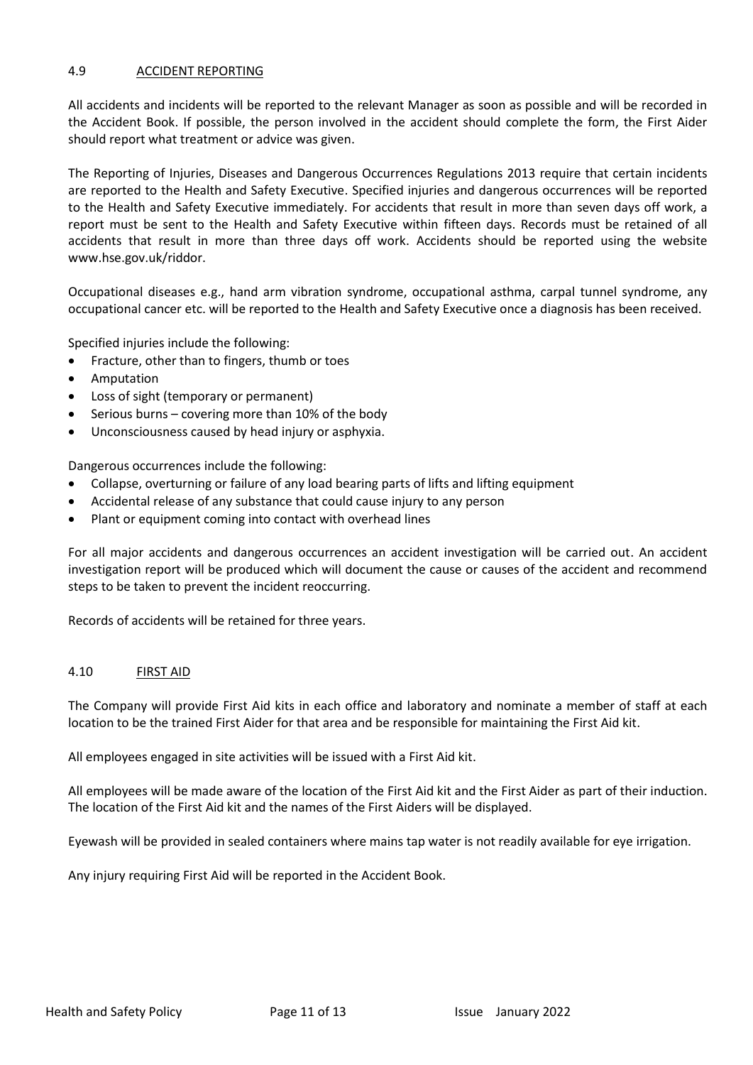## 4.9 ACCIDENT REPORTING

All accidents and incidents will be reported to the relevant Manager as soon as possible and will be recorded in the Accident Book. If possible, the person involved in the accident should complete the form, the First Aider should report what treatment or advice was given.

The Reporting of Injuries, Diseases and Dangerous Occurrences Regulations 2013 require that certain incidents are reported to the Health and Safety Executive. Specified injuries and dangerous occurrences will be reported to the Health and Safety Executive immediately. For accidents that result in more than seven days off work, a report must be sent to the Health and Safety Executive within fifteen days. Records must be retained of all accidents that result in more than three days off work. Accidents should be reported using the website www.hse.gov.uk/riddor.

Occupational diseases e.g., hand arm vibration syndrome, occupational asthma, carpal tunnel syndrome, any occupational cancer etc. will be reported to the Health and Safety Executive once a diagnosis has been received.

Specified injuries include the following:

- Fracture, other than to fingers, thumb or toes
- Amputation
- Loss of sight (temporary or permanent)
- Serious burns – covering more than 10% of the body
- Unconsciousness caused by head injury or asphyxia.

Dangerous occurrences include the following:

- Collapse, overturning or failure of any load bearing parts of lifts and lifting equipment
- Accidental release of any substance that could cause injury to any person
- Plant or equipment coming into contact with overhead lines

For all major accidents and dangerous occurrences an accident investigation will be carried out. An accident investigation report will be produced which will document the cause or causes of the accident and recommend steps to be taken to prevent the incident reoccurring.

Records of accidents will be retained for three years.

## 4.10 FIRST AID

The Company will provide First Aid kits in each office and laboratory and nominate a member of staff at each location to be the trained First Aider for that area and be responsible for maintaining the First Aid kit.

All employees engaged in site activities will be issued with a First Aid kit.

All employees will be made aware of the location of the First Aid kit and the First Aider as part of their induction. The location of the First Aid kit and the names of the First Aiders will be displayed.

Eyewash will be provided in sealed containers where mains tap water is not readily available for eye irrigation.

Any injury requiring First Aid will be reported in the Accident Book.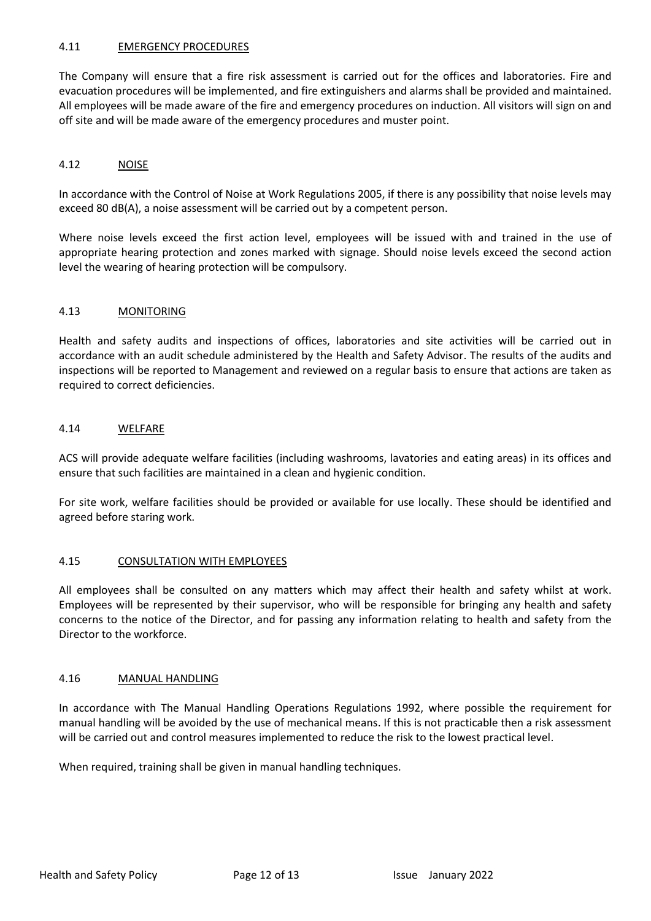### 4.11 EMERGENCY PROCEDURES

The Company will ensure that a fire risk assessment is carried out for the offices and laboratories. Fire and evacuation procedures will be implemented, and fire extinguishers and alarms shall be provided and maintained. All employees will be made aware of the fire and emergency procedures on induction. All visitors will sign on and off site and will be made aware of the emergency procedures and muster point.

### 4.12 NOISE

In accordance with the Control of Noise at Work Regulations 2005, if there is any possibility that noise levels may exceed 80 dB(A), a noise assessment will be carried out by a competent person.

Where noise levels exceed the first action level, employees will be issued with and trained in the use of appropriate hearing protection and zones marked with signage. Should noise levels exceed the second action level the wearing of hearing protection will be compulsory.

### 4.13 MONITORING

Health and safety audits and inspections of offices, laboratories and site activities will be carried out in accordance with an audit schedule administered by the Health and Safety Advisor. The results of the audits and inspections will be reported to Management and reviewed on a regular basis to ensure that actions are taken as required to correct deficiencies.

### 4.14 WELFARE

ACS will provide adequate welfare facilities (including washrooms, lavatories and eating areas) in its offices and ensure that such facilities are maintained in a clean and hygienic condition.

For site work, welfare facilities should be provided or available for use locally. These should be identified and agreed before staring work.

### 4.15 CONSULTATION WITH EMPLOYEES

All employees shall be consulted on any matters which may affect their health and safety whilst at work. Employees will be represented by their supervisor, who will be responsible for bringing any health and safety concerns to the notice of the Director, and for passing any information relating to health and safety from the Director to the workforce.

### 4.16 MANUAL HANDLING

In accordance with The Manual Handling Operations Regulations 1992, where possible the requirement for manual handling will be avoided by the use of mechanical means. If this is not practicable then a risk assessment will be carried out and control measures implemented to reduce the risk to the lowest practical level.

When required, training shall be given in manual handling techniques.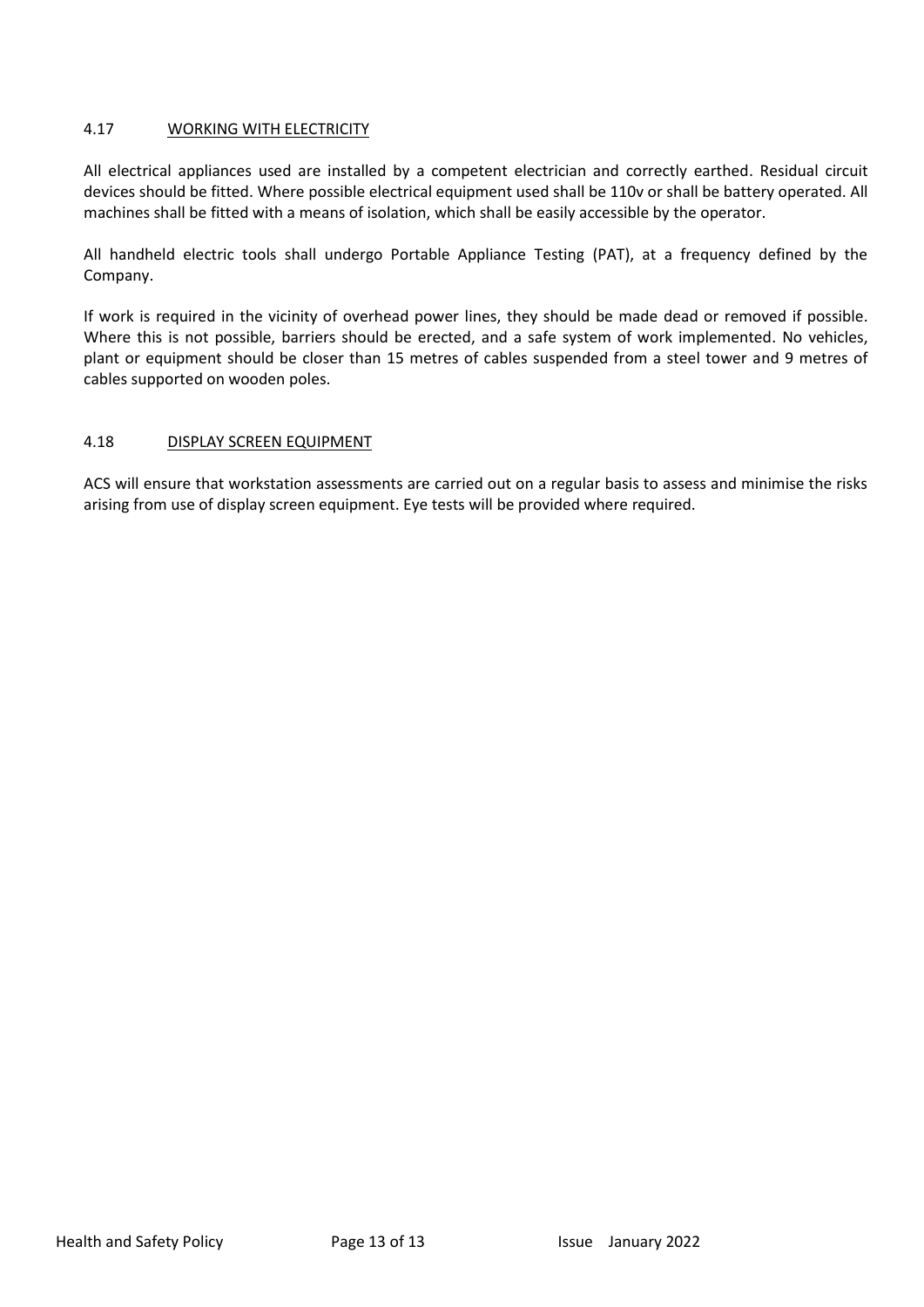## 4.17 WORKING WITH ELECTRICITY

All electrical appliances used are installed by a competent electrician and correctly earthed. Residual circuit devices should be fitted. Where possible electrical equipment used shall be 110v or shall be battery operated. All machines shall be fitted with a means of isolation, which shall be easily accessible by the operator.

All handheld electric tools shall undergo Portable Appliance Testing (PAT), at a frequency defined by the Company.

If work is required in the vicinity of overhead power lines, they should be made dead or removed if possible. Where this is not possible, barriers should be erected, and a safe system of work implemented. No vehicles, plant or equipment should be closer than 15 metres of cables suspended from a steel tower and 9 metres of cables supported on wooden poles.

## 4.18 DISPLAY SCREEN EQUIPMENT

ACS will ensure that workstation assessments are carried out on a regular basis to assess and minimise the risks arising from use of display screen equipment. Eye tests will be provided where required.